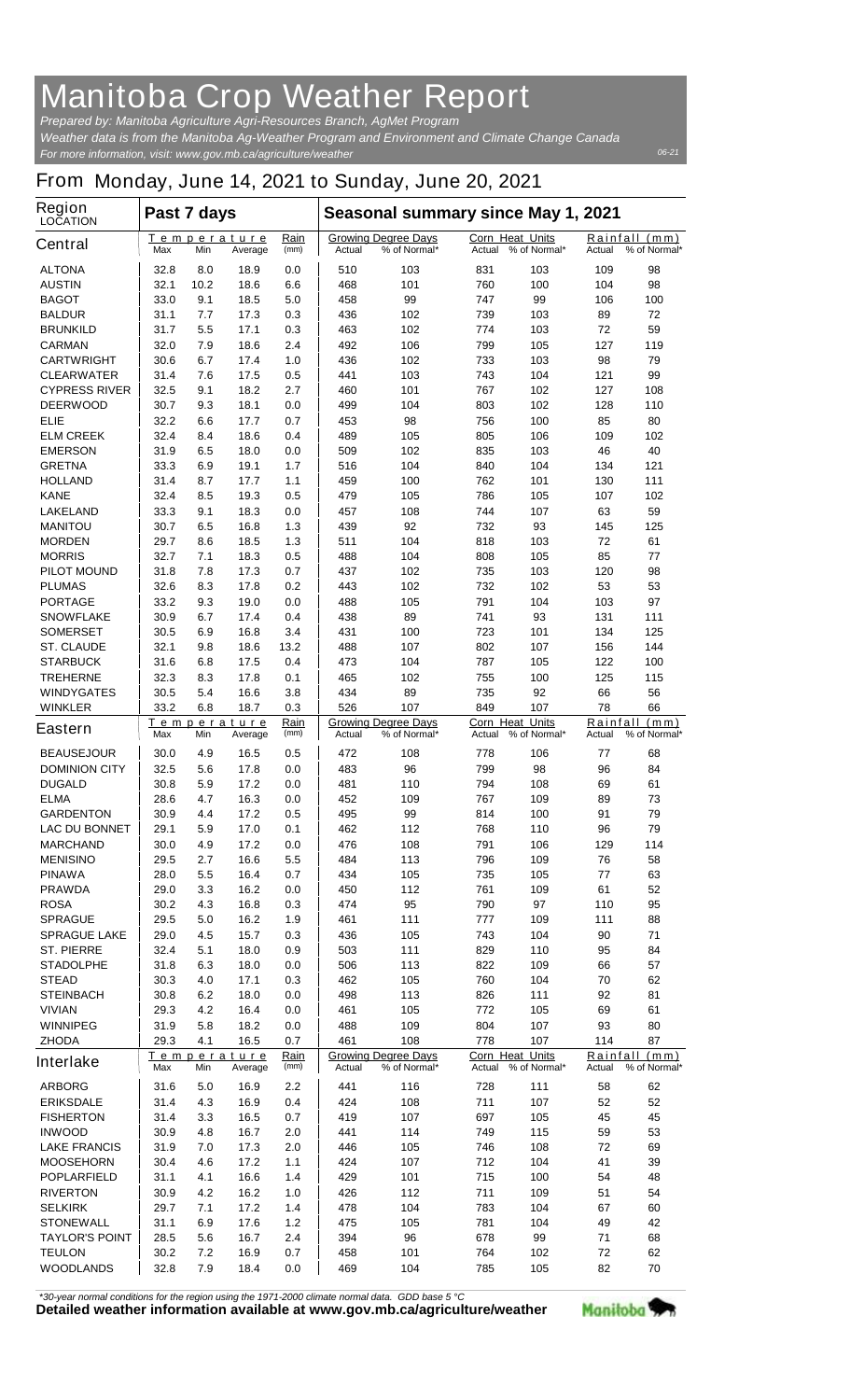# Manitoba Crop Weather Report

*Prepared by: Manitoba Agriculture Agri-Resources Branch, AgMet Program*

*Weather data is from the Manitoba Ag-Weather Program and Environment and Climate Change Canada*

*For more information, visit: www.gov.mb.ca/agriculture/weather*

*06-21*

## From Monday, June 14, 2021 to Sunday, June 20, 2021

| Region LOCATION | Past 7 days | | | | Seasonal summary since May 1, 2021 | | | | | |
|---|---|---|---|---|---|---|---|---|---|---|
| **Central** | Temperature | | | Rain | Growing Degree Days | | Corn Heat Units | | Rainfall (mm) | |
| | Max | Min | Average | (mm) | Actual | % of Normal* | Actual | % of Normal* | Actual | % of Normal* |
| ALTONA | 32.8 | 8.0 | 18.9 | 0.0 | 510 | 103 | 831 | 103 | 109 | 98 |
| AUSTIN | 32.1 | 10.2 | 18.6 | 6.6 | 468 | 101 | 760 | 100 | 104 | 98 |
| BAGOT | 33.0 | 9.1 | 18.5 | 5.0 | 458 | 99 | 747 | 99 | 106 | 100 |
| BALDUR | 31.1 | 7.7 | 17.3 | 0.3 | 436 | 102 | 739 | 103 | 89 | 72 |
| BRUNKILD | 31.7 | 5.5 | 17.1 | 0.3 | 463 | 102 | 774 | 103 | 72 | 59 |
| CARMAN | 32.0 | 7.9 | 18.6 | 2.4 | 492 | 106 | 799 | 105 | 127 | 119 |
| CARTWRIGHT | 30.6 | 6.7 | 17.4 | 1.0 | 436 | 102 | 733 | 103 | 98 | 79 |
| CLEARWATER | 31.4 | 7.6 | 17.5 | 0.5 | 441 | 103 | 743 | 104 | 121 | 99 |
| CYPRESS RIVER | 32.5 | 9.1 | 18.2 | 2.7 | 460 | 101 | 767 | 102 | 127 | 108 |
| DEERWOOD | 30.7 | 9.3 | 18.1 | 0.0 | 499 | 104 | 803 | 102 | 128 | 110 |
| ELIE | 32.2 | 6.6 | 17.7 | 0.7 | 453 | 98 | 756 | 100 | 85 | 80 |
| ELM CREEK | 32.4 | 8.4 | 18.6 | 0.4 | 489 | 105 | 805 | 106 | 109 | 102 |
| EMERSON | 31.9 | 6.5 | 18.0 | 0.0 | 509 | 102 | 835 | 103 | 46 | 40 |
| GRETNA | 33.3 | 6.9 | 19.1 | 1.7 | 516 | 104 | 840 | 104 | 134 | 121 |
| HOLLAND | 31.4 | 8.7 | 17.7 | 1.1 | 459 | 100 | 762 | 101 | 130 | 111 |
| KANE | 32.4 | 8.5 | 19.3 | 0.5 | 479 | 105 | 786 | 105 | 107 | 102 |
| LAKELAND | 33.3 | 9.1 | 18.3 | 0.0 | 457 | 108 | 744 | 107 | 63 | 59 |
| MANITOU | 30.7 | 6.5 | 16.8 | 1.3 | 439 | 92 | 732 | 93 | 145 | 125 |
| MORDEN | 29.7 | 8.6 | 18.5 | 1.3 | 511 | 104 | 818 | 103 | 72 | 61 |
| MORRIS | 32.7 | 7.1 | 18.3 | 0.5 | 488 | 104 | 808 | 105 | 85 | 77 |
| PILOT MOUND | 31.8 | 7.8 | 17.3 | 0.7 | 437 | 102 | 735 | 103 | 120 | 98 |
| PLUMAS | 32.6 | 8.3 | 17.8 | 0.2 | 443 | 102 | 732 | 102 | 53 | 53 |
| PORTAGE | 33.2 | 9.3 | 19.0 | 0.0 | 488 | 105 | 791 | 104 | 103 | 97 |
| SNOWFLAKE | 30.9 | 6.7 | 17.4 | 0.4 | 438 | 89 | 741 | 93 | 131 | 111 |
| SOMERSET | 30.5 | 6.9 | 16.8 | 3.4 | 431 | 100 | 723 | 101 | 134 | 125 |
| ST. CLAUDE | 32.1 | 9.8 | 18.6 | 13.2 | 488 | 107 | 802 | 107 | 156 | 144 |
| STARBUCK | 31.6 | 6.8 | 17.5 | 0.4 | 473 | 104 | 787 | 105 | 122 | 100 |
| TREHERNE | 32.3 | 8.3 | 17.8 | 0.1 | 465 | 102 | 755 | 100 | 125 | 115 |
| WINDYGATES | 30.5 | 5.4 | 16.6 | 3.8 | 434 | 89 | 735 | 92 | 66 | 56 |
| WINKLER | 33.2 | 6.8 | 18.7 | 0.3 | 526 | 107 | 849 | 107 | 78 | 66 |
| **Eastern** | Temperature | | | Rain | Growing Degree Days | | Corn Heat Units | | Rainfall (mm) | |
| | Max | Min | Average | (mm) | Actual | % of Normal* | Actual | % of Normal* | Actual | % of Normal* |
| BEAUSEJOUR | 30.0 | 4.9 | 16.5 | 0.5 | 472 | 108 | 778 | 106 | 77 | 68 |
| DOMINION CITY | 32.5 | 5.6 | 17.8 | 0.0 | 483 | 96 | 799 | 98 | 96 | 84 |
| DUGALD | 30.8 | 5.9 | 17.2 | 0.0 | 481 | 110 | 794 | 108 | 69 | 61 |
| ELMA | 28.6 | 4.7 | 16.3 | 0.0 | 452 | 109 | 767 | 109 | 89 | 73 |
| GARDENTON | 30.9 | 4.4 | 17.2 | 0.5 | 495 | 99 | 814 | 100 | 91 | 79 |
| LAC DU BONNET | 29.1 | 5.9 | 17.0 | 0.1 | 462 | 112 | 768 | 110 | 96 | 79 |
| MARCHAND | 30.0 | 4.9 | 17.2 | 0.0 | 476 | 108 | 791 | 106 | 129 | 114 |
| MENISINO | 29.5 | 2.7 | 16.6 | 5.5 | 484 | 113 | 796 | 109 | 76 | 58 |
| PINAWA | 28.0 | 5.5 | 16.4 | 0.7 | 434 | 105 | 735 | 105 | 77 | 63 |
| PRAWDA | 29.0 | 3.3 | 16.2 | 0.0 | 450 | 112 | 761 | 109 | 61 | 52 |
| ROSA | 30.2 | 4.3 | 16.8 | 0.3 | 474 | 95 | 790 | 97 | 110 | 95 |
| SPRAGUE | 29.5 | 5.0 | 16.2 | 1.9 | 461 | 111 | 777 | 109 | 111 | 88 |
| SPRAGUE LAKE | 29.0 | 4.5 | 15.7 | 0.3 | 436 | 105 | 743 | 104 | 90 | 71 |
| ST. PIERRE | 32.4 | 5.1 | 18.0 | 0.9 | 503 | 111 | 829 | 110 | 95 | 84 |
| STADOLPHE | 31.8 | 6.3 | 18.0 | 0.0 | 506 | 113 | 822 | 109 | 66 | 57 |
| STEAD | 30.3 | 4.0 | 17.1 | 0.3 | 462 | 105 | 760 | 104 | 70 | 62 |
| STEINBACH | 30.8 | 6.2 | 18.0 | 0.0 | 498 | 113 | 826 | 111 | 92 | 81 |
| VIVIAN | 29.3 | 4.2 | 16.4 | 0.0 | 461 | 105 | 772 | 105 | 69 | 61 |
| WINNIPEG | 31.9 | 5.8 | 18.2 | 0.0 | 488 | 109 | 804 | 107 | 93 | 80 |
| ZHODA | 29.3 | 4.1 | 16.5 | 0.7 | 461 | 108 | 778 | 107 | 114 | 87 |
| **Interlake** | Temperature | | | Rain | Growing Degree Days | | Corn Heat Units | | Rainfall (mm) | |
| | Max | Min | Average | (mm) | Actual | % of Normal* | Actual | % of Normal* | Actual | % of Normal* |
| ARBORG | 31.6 | 5.0 | 16.9 | 2.2 | 441 | 116 | 728 | 111 | 58 | 62 |
| ERIKSDALE | 31.4 | 4.3 | 16.9 | 0.4 | 424 | 108 | 711 | 107 | 52 | 52 |
| FISHERTON | 31.4 | 3.3 | 16.5 | 0.7 | 419 | 107 | 697 | 105 | 45 | 45 |
| INWOOD | 30.9 | 4.8 | 16.7 | 2.0 | 441 | 114 | 749 | 115 | 59 | 53 |
| LAKE FRANCIS | 31.9 | 7.0 | 17.3 | 2.0 | 446 | 105 | 746 | 108 | 72 | 69 |
| MOOSEHORN | 30.4 | 4.6 | 17.2 | 1.1 | 424 | 107 | 712 | 104 | 41 | 39 |
| POPLARFIELD | 31.1 | 4.1 | 16.6 | 1.4 | 429 | 101 | 715 | 100 | 54 | 48 |
| RIVERTON | 30.9 | 4.2 | 16.2 | 1.0 | 426 | 112 | 711 | 109 | 51 | 54 |
| SELKIRK | 29.7 | 7.1 | 17.2 | 1.4 | 478 | 104 | 783 | 104 | 67 | 60 |
| STONEWALL | 31.1 | 6.9 | 17.6 | 1.2 | 475 | 105 | 781 | 104 | 49 | 42 |
| TAYLOR'S POINT | 28.5 | 5.6 | 16.7 | 2.4 | 394 | 96 | 678 | 99 | 71 | 68 |
| TEULON | 30.2 | 7.2 | 16.9 | 0.7 | 458 | 101 | 764 | 102 | 72 | 62 |
| WOODLANDS | 32.8 | 7.9 | 18.4 | 0.0 | 469 | 104 | 785 | 105 | 82 | 70 |

*\*30-year normal conditions for the region using the 1971-2000 climate normal data. GDD base 5 °C*

**Detailed weather information available at www.gov.mb.ca/agriculture/weather**

Manitoba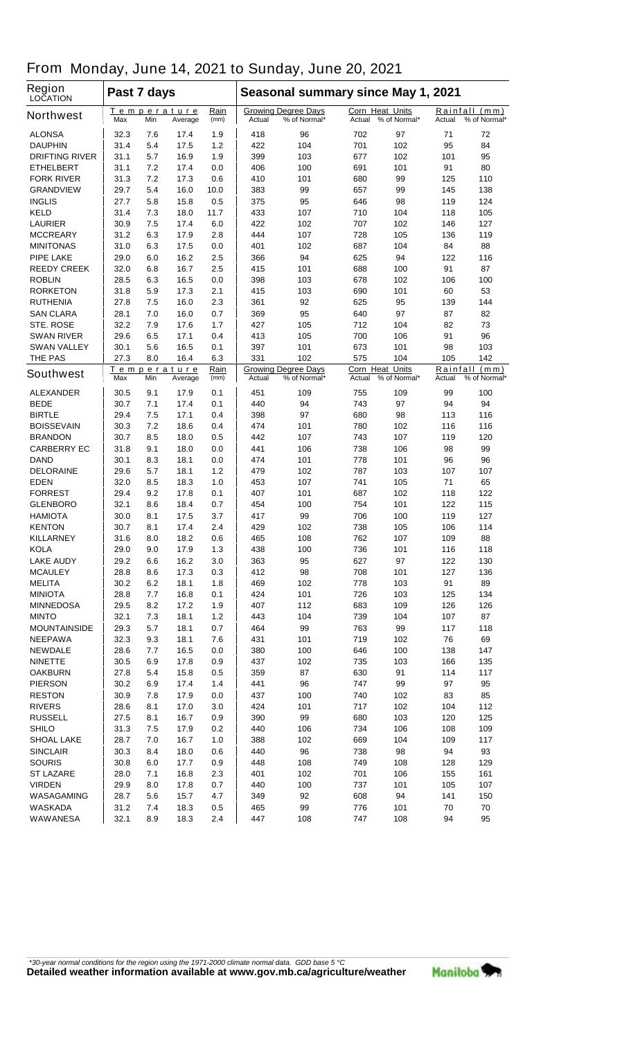# From Monday, June 14, 2021 to Sunday, June 20, 2021

| Region LOCATION | Past 7 days | | | | Seasonal summary since May 1, 2021 | | | | | |
|---|---|---|---|---|---|---|---|---|---|---|
| **Northwest** | Temperature Max | Min | Average | Rain (mm) | Growing Degree Days Actual | % of Normal* | Corn Heat Units Actual | % of Normal* | Rainfall (mm) Actual | % of Normal* |
| ALONSA | 32.3 | 7.6 | 17.4 | 1.9 | 418 | 96 | 702 | 97 | 71 | 72 |
| DAUPHIN | 31.4 | 5.4 | 17.5 | 1.2 | 422 | 104 | 701 | 102 | 95 | 84 |
| DRIFTING RIVER | 31.1 | 5.7 | 16.9 | 1.9 | 399 | 103 | 677 | 102 | 101 | 95 |
| ETHELBERT | 31.1 | 7.2 | 17.4 | 0.0 | 406 | 100 | 691 | 101 | 91 | 80 |
| FORK RIVER | 31.3 | 7.2 | 17.3 | 0.6 | 410 | 101 | 680 | 99 | 125 | 110 |
| GRANDVIEW | 29.7 | 5.4 | 16.0 | 10.0 | 383 | 99 | 657 | 99 | 145 | 138 |
| INGLIS | 27.7 | 5.8 | 15.8 | 0.5 | 375 | 95 | 646 | 98 | 119 | 124 |
| KELD | 31.4 | 7.3 | 18.0 | 11.7 | 433 | 107 | 710 | 104 | 118 | 105 |
| LAURIER | 30.9 | 7.5 | 17.4 | 6.0 | 422 | 102 | 707 | 102 | 146 | 127 |
| MCCREARY | 31.2 | 6.3 | 17.9 | 2.8 | 444 | 107 | 728 | 105 | 136 | 119 |
| MINITONAS | 31.0 | 6.3 | 17.5 | 0.0 | 401 | 102 | 687 | 104 | 84 | 88 |
| PIPE LAKE | 29.0 | 6.0 | 16.2 | 2.5 | 366 | 94 | 625 | 94 | 122 | 116 |
| REEDY CREEK | 32.0 | 6.8 | 16.7 | 2.5 | 415 | 101 | 688 | 100 | 91 | 87 |
| ROBLIN | 28.5 | 6.3 | 16.5 | 0.0 | 398 | 103 | 678 | 102 | 106 | 100 |
| RORKETON | 31.8 | 5.9 | 17.3 | 2.1 | 415 | 103 | 690 | 101 | 60 | 53 |
| RUTHENIA | 27.8 | 7.5 | 16.0 | 2.3 | 361 | 92 | 625 | 95 | 139 | 144 |
| SAN CLARA | 28.1 | 7.0 | 16.0 | 0.7 | 369 | 95 | 640 | 97 | 87 | 82 |
| STE. ROSE | 32.2 | 7.9 | 17.6 | 1.7 | 427 | 105 | 712 | 104 | 82 | 73 |
| SWAN RIVER | 29.6 | 6.5 | 17.1 | 0.4 | 413 | 105 | 700 | 106 | 91 | 96 |
| SWAN VALLEY | 30.1 | 5.6 | 16.5 | 0.1 | 397 | 101 | 673 | 101 | 98 | 103 |
| THE PAS | 27.3 | 8.0 | 16.4 | 6.3 | 331 | 102 | 575 | 104 | 105 | 142 |
| **Southwest** | Temperature Max | Min | Average | Rain (mm) | Growing Degree Days Actual | % of Normal* | Corn Heat Units Actual | % of Normal* | Rainfall (mm) Actual | % of Normal* |
| ALEXANDER | 30.5 | 9.1 | 17.9 | 0.1 | 451 | 109 | 755 | 109 | 99 | 100 |
| BEDE | 30.7 | 7.1 | 17.4 | 0.1 | 440 | 94 | 743 | 97 | 94 | 94 |
| BIRTLE | 29.4 | 7.5 | 17.1 | 0.4 | 398 | 97 | 680 | 98 | 113 | 116 |
| BOISSEVAIN | 30.3 | 7.2 | 18.6 | 0.4 | 474 | 101 | 780 | 102 | 116 | 116 |
| BRANDON | 30.7 | 8.5 | 18.0 | 0.5 | 442 | 107 | 743 | 107 | 119 | 120 |
| CARBERRY EC | 31.8 | 9.1 | 18.0 | 0.0 | 441 | 106 | 738 | 106 | 98 | 99 |
| DAND | 30.1 | 8.3 | 18.1 | 0.0 | 474 | 101 | 778 | 101 | 96 | 96 |
| DELORAINE | 29.6 | 5.7 | 18.1 | 1.2 | 479 | 102 | 787 | 103 | 107 | 107 |
| EDEN | 32.0 | 8.5 | 18.3 | 1.0 | 453 | 107 | 741 | 105 | 71 | 65 |
| FORREST | 29.4 | 9.2 | 17.8 | 0.1 | 407 | 101 | 687 | 102 | 118 | 122 |
| GLENBORO | 32.1 | 8.6 | 18.4 | 0.7 | 454 | 100 | 754 | 101 | 122 | 115 |
| HAMIOTA | 30.0 | 8.1 | 17.5 | 3.7 | 417 | 99 | 706 | 100 | 119 | 127 |
| KENTON | 30.7 | 8.1 | 17.4 | 2.4 | 429 | 102 | 738 | 105 | 106 | 114 |
| KILLARNEY | 31.6 | 8.0 | 18.2 | 0.6 | 465 | 108 | 762 | 107 | 109 | 88 |
| KOLA | 29.0 | 9.0 | 17.9 | 1.3 | 438 | 100 | 736 | 101 | 116 | 118 |
| LAKE AUDY | 29.2 | 6.6 | 16.2 | 3.0 | 363 | 95 | 627 | 97 | 122 | 130 |
| MCAULEY | 28.8 | 8.6 | 17.3 | 0.3 | 412 | 98 | 708 | 101 | 127 | 136 |
| MELITA | 30.2 | 6.2 | 18.1 | 1.8 | 469 | 102 | 778 | 103 | 91 | 89 |
| MINIOTA | 28.8 | 7.7 | 16.8 | 0.1 | 424 | 101 | 726 | 103 | 125 | 134 |
| MINNEDOSA | 29.5 | 8.2 | 17.2 | 1.9 | 407 | 112 | 683 | 109 | 126 | 126 |
| MINTO | 32.1 | 7.3 | 18.1 | 1.2 | 443 | 104 | 739 | 104 | 107 | 87 |
| MOUNTAINSIDE | 29.3 | 5.7 | 18.1 | 0.7 | 464 | 99 | 763 | 99 | 117 | 118 |
| NEEPAWA | 32.3 | 9.3 | 18.1 | 7.6 | 431 | 101 | 719 | 102 | 76 | 69 |
| NEWDALE | 28.6 | 7.7 | 16.5 | 0.0 | 380 | 100 | 646 | 100 | 138 | 147 |
| NINETTE | 30.5 | 6.9 | 17.8 | 0.9 | 437 | 102 | 735 | 103 | 166 | 135 |
| OAKBURN | 27.8 | 5.4 | 15.8 | 0.5 | 359 | 87 | 630 | 91 | 114 | 117 |
| PIERSON | 30.2 | 6.9 | 17.4 | 1.4 | 441 | 96 | 747 | 99 | 97 | 95 |
| RESTON | 30.9 | 7.8 | 17.9 | 0.0 | 437 | 100 | 740 | 102 | 83 | 85 |
| RIVERS | 28.6 | 8.1 | 17.0 | 3.0 | 424 | 101 | 717 | 102 | 104 | 112 |
| RUSSELL | 27.5 | 8.1 | 16.7 | 0.9 | 390 | 99 | 680 | 103 | 120 | 125 |
| SHILO | 31.3 | 7.5 | 17.9 | 0.2 | 440 | 106 | 734 | 106 | 108 | 109 |
| SHOAL LAKE | 28.7 | 7.0 | 16.7 | 1.0 | 388 | 102 | 669 | 104 | 109 | 117 |
| SINCLAIR | 30.3 | 8.4 | 18.0 | 0.6 | 440 | 96 | 738 | 98 | 94 | 93 |
| SOURIS | 30.8 | 6.0 | 17.7 | 0.9 | 448 | 108 | 749 | 108 | 128 | 129 |
| ST LAZARE | 28.0 | 7.1 | 16.8 | 2.3 | 401 | 102 | 701 | 106 | 155 | 161 |
| VIRDEN | 29.9 | 8.0 | 17.8 | 0.7 | 440 | 100 | 737 | 101 | 105 | 107 |
| WASAGAMING | 28.7 | 5.6 | 15.7 | 4.7 | 349 | 92 | 608 | 94 | 141 | 150 |
| WASKADA | 31.2 | 7.4 | 18.3 | 0.5 | 465 | 99 | 776 | 101 | 70 | 70 |
| WAWANESA | 32.1 | 8.9 | 18.3 | 2.4 | 447 | 108 | 747 | 108 | 94 | 95 |

*\*30-year normal conditions for the region using the 1971-2000 climate normal data. GDD base 5 °C*

**Detailed weather information available at www.gov.mb.ca/agriculture/weather**